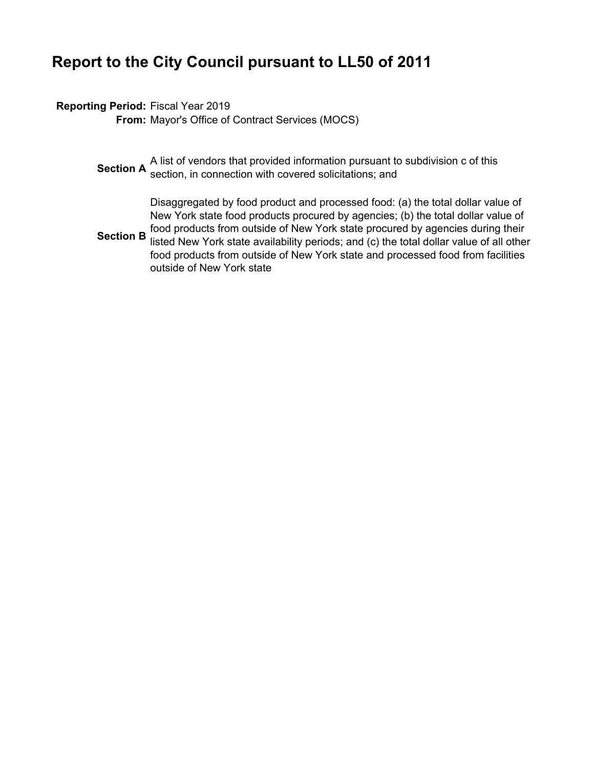# Report to the City Council pursuant to LL50 of 2011

**Reporting Period:** Fiscal Year 2019
**From:** Mayor's Office of Contract Services (MOCS)

**Section A** A list of vendors that provided information pursuant to subdivision c of this section, in connection with covered solicitations; and

**Section B** Disaggregated by food product and processed food: (a) the total dollar value of New York state food products procured by agencies; (b) the total dollar value of food products from outside of New York state procured by agencies during their listed New York state availability periods; and (c) the total dollar value of all other food products from outside of New York state and processed food from facilities outside of New York state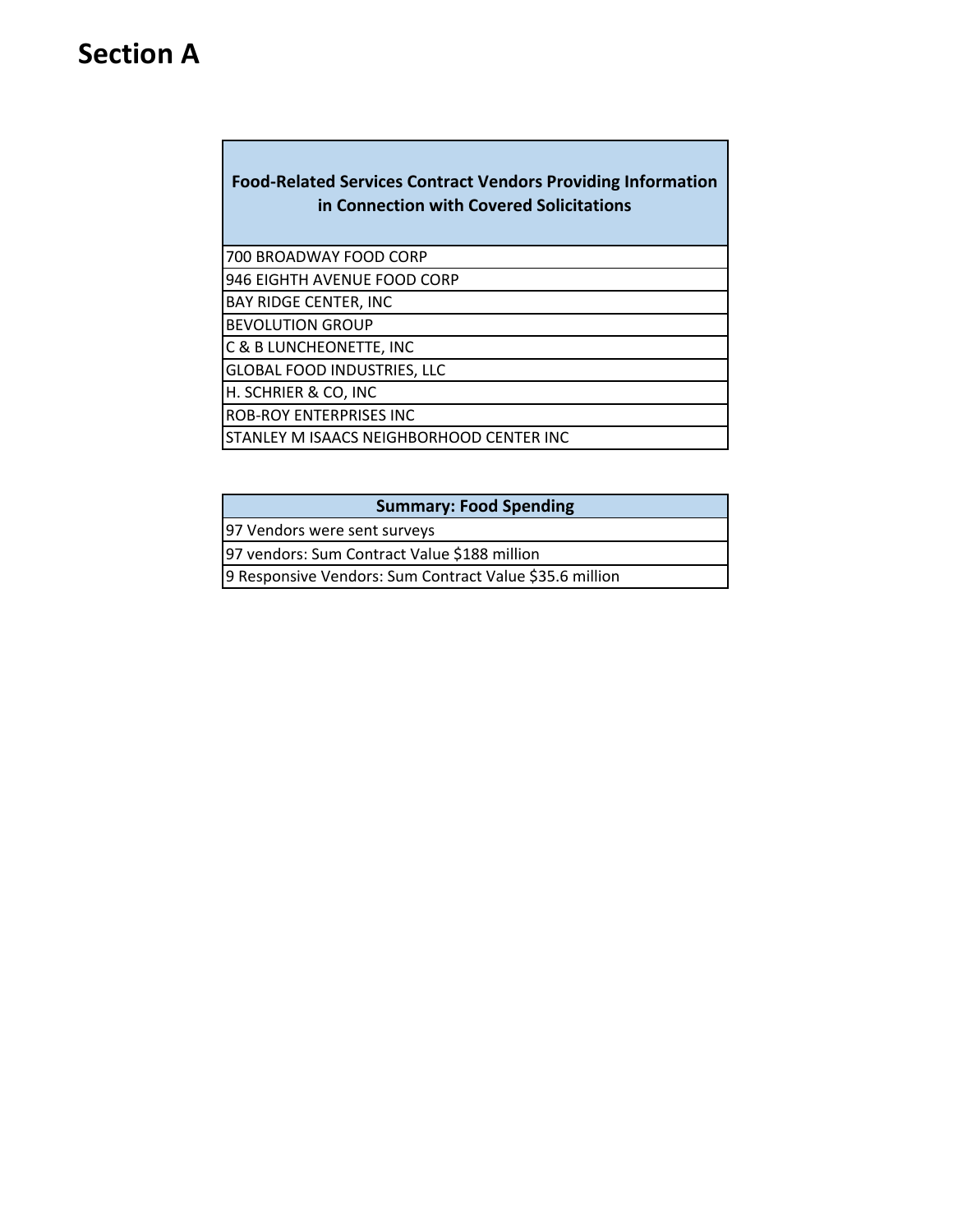# Section A

| Food-Related Services Contract Vendors Providing Information in Connection with Covered Solicitations |
| --- |
| 700 BROADWAY FOOD CORP |
| 946 EIGHTH AVENUE FOOD CORP |
| BAY RIDGE CENTER, INC |
| BEVOLUTION GROUP |
| C & B LUNCHEONETTE, INC |
| GLOBAL FOOD INDUSTRIES, LLC |
| H. SCHRIER & CO, INC |
| ROB-ROY ENTERPRISES INC |
| STANLEY M ISAACS NEIGHBORHOOD CENTER INC |

| Summary: Food Spending |
| --- |
| 97 Vendors were sent surveys |
| 97 vendors: Sum Contract Value $188 million |
| 9 Responsive Vendors: Sum Contract Value $35.6 million |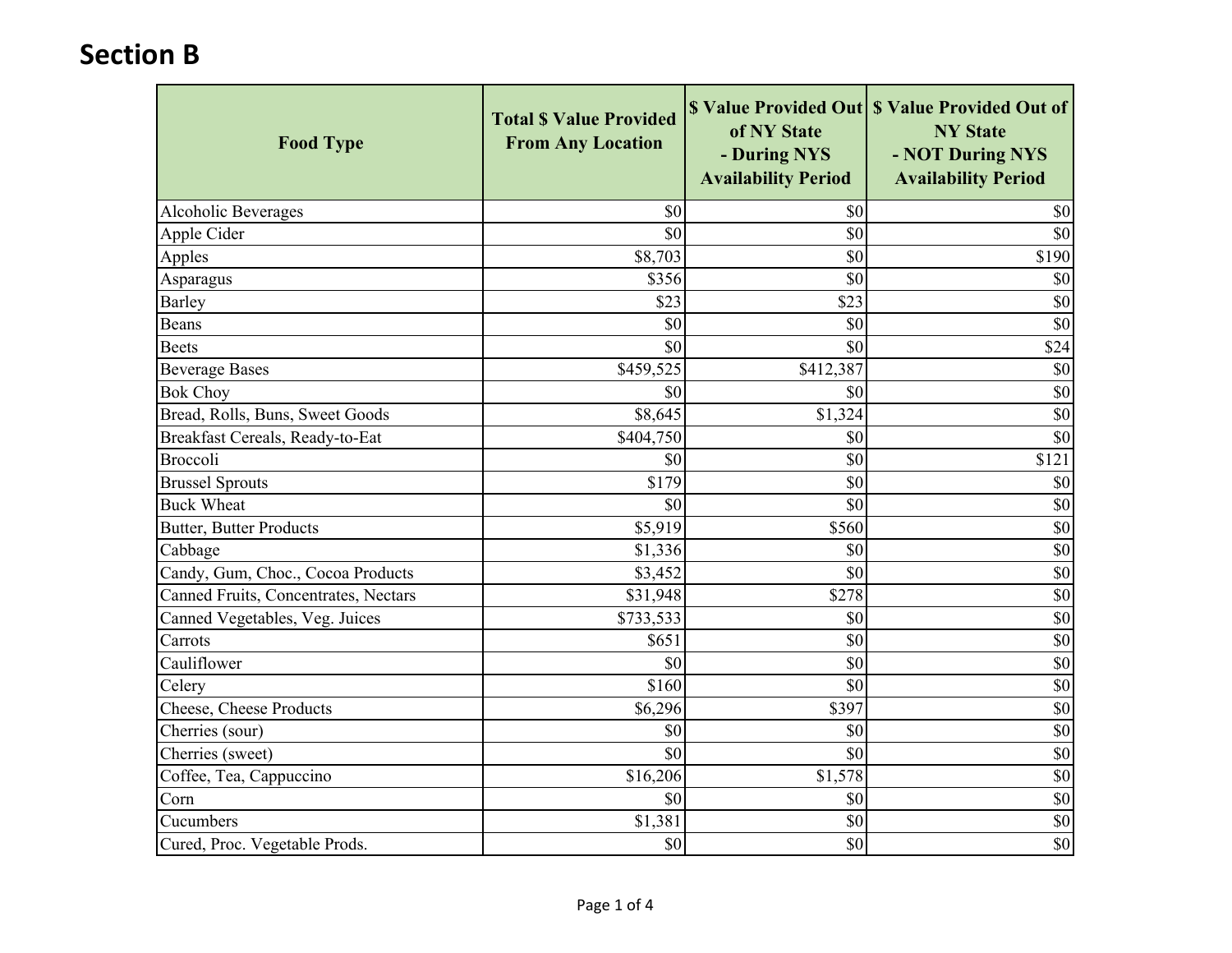## Section B

| Food Type | Total $ Value Provided From Any Location | $ Value Provided Out of NY State - During NYS Availability Period | $ Value Provided Out of NY State - NOT During NYS Availability Period |
|---|---|---|---|
| Alcoholic Beverages | $0 | $0 | $0 |
| Apple Cider | $0 | $0 | $0 |
| Apples | $8,703 | $0 | $190 |
| Asparagus | $356 | $0 | $0 |
| Barley | $23 | $23 | $0 |
| Beans | $0 | $0 | $0 |
| Beets | $0 | $0 | $24 |
| Beverage Bases | $459,525 | $412,387 | $0 |
| Bok Choy | $0 | $0 | $0 |
| Bread, Rolls, Buns, Sweet Goods | $8,645 | $1,324 | $0 |
| Breakfast Cereals, Ready-to-Eat | $404,750 | $0 | $0 |
| Broccoli | $0 | $0 | $121 |
| Brussel Sprouts | $179 | $0 | $0 |
| Buck Wheat | $0 | $0 | $0 |
| Butter, Butter Products | $5,919 | $560 | $0 |
| Cabbage | $1,336 | $0 | $0 |
| Candy, Gum, Choc., Cocoa Products | $3,452 | $0 | $0 |
| Canned Fruits, Concentrates, Nectars | $31,948 | $278 | $0 |
| Canned Vegetables, Veg. Juices | $733,533 | $0 | $0 |
| Carrots | $651 | $0 | $0 |
| Cauliflower | $0 | $0 | $0 |
| Celery | $160 | $0 | $0 |
| Cheese, Cheese Products | $6,296 | $397 | $0 |
| Cherries (sour) | $0 | $0 | $0 |
| Cherries (sweet) | $0 | $0 | $0 |
| Coffee, Tea, Cappuccino | $16,206 | $1,578 | $0 |
| Corn | $0 | $0 | $0 |
| Cucumbers | $1,381 | $0 | $0 |
| Cured, Proc. Vegetable Prods. | $0 | $0 | $0 |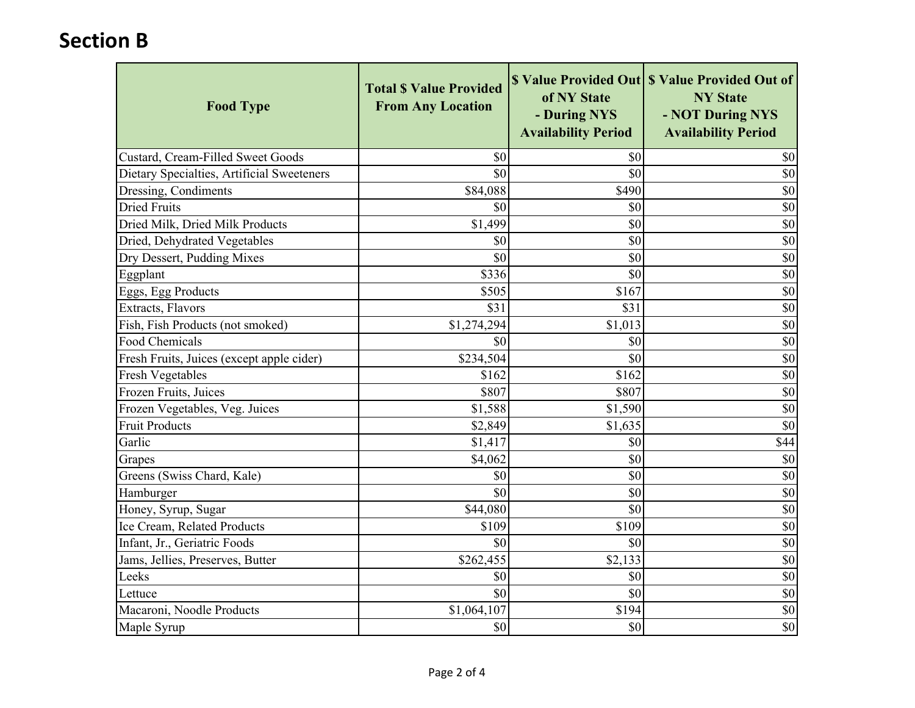## Section B

| Food Type | Total $ Value Provided From Any Location | $ Value Provided Out of NY State - During NYS Availability Period | $ Value Provided Out of NY State - NOT During NYS Availability Period |
|---|---|---|---|
| Custard, Cream-Filled Sweet Goods | $0 | $0 | $0 |
| Dietary Specialties, Artificial Sweeteners | $0 | $0 | $0 |
| Dressing, Condiments | $84,088 | $490 | $0 |
| Dried Fruits | $0 | $0 | $0 |
| Dried Milk, Dried Milk Products | $1,499 | $0 | $0 |
| Dried, Dehydrated Vegetables | $0 | $0 | $0 |
| Dry Dessert, Pudding Mixes | $0 | $0 | $0 |
| Eggplant | $336 | $0 | $0 |
| Eggs, Egg Products | $505 | $167 | $0 |
| Extracts, Flavors | $31 | $31 | $0 |
| Fish, Fish Products (not smoked) | $1,274,294 | $1,013 | $0 |
| Food Chemicals | $0 | $0 | $0 |
| Fresh Fruits, Juices (except apple cider) | $234,504 | $0 | $0 |
| Fresh Vegetables | $162 | $162 | $0 |
| Frozen Fruits, Juices | $807 | $807 | $0 |
| Frozen Vegetables, Veg. Juices | $1,588 | $1,590 | $0 |
| Fruit Products | $2,849 | $1,635 | $0 |
| Garlic | $1,417 | $0 | $44 |
| Grapes | $4,062 | $0 | $0 |
| Greens (Swiss Chard, Kale) | $0 | $0 | $0 |
| Hamburger | $0 | $0 | $0 |
| Honey, Syrup, Sugar | $44,080 | $0 | $0 |
| Ice Cream, Related Products | $109 | $109 | $0 |
| Infant, Jr., Geriatric Foods | $0 | $0 | $0 |
| Jams, Jellies, Preserves, Butter | $262,455 | $2,133 | $0 |
| Leeks | $0 | $0 | $0 |
| Lettuce | $0 | $0 | $0 |
| Macaroni, Noodle Products | $1,064,107 | $194 | $0 |
| Maple Syrup | $0 | $0 | $0 |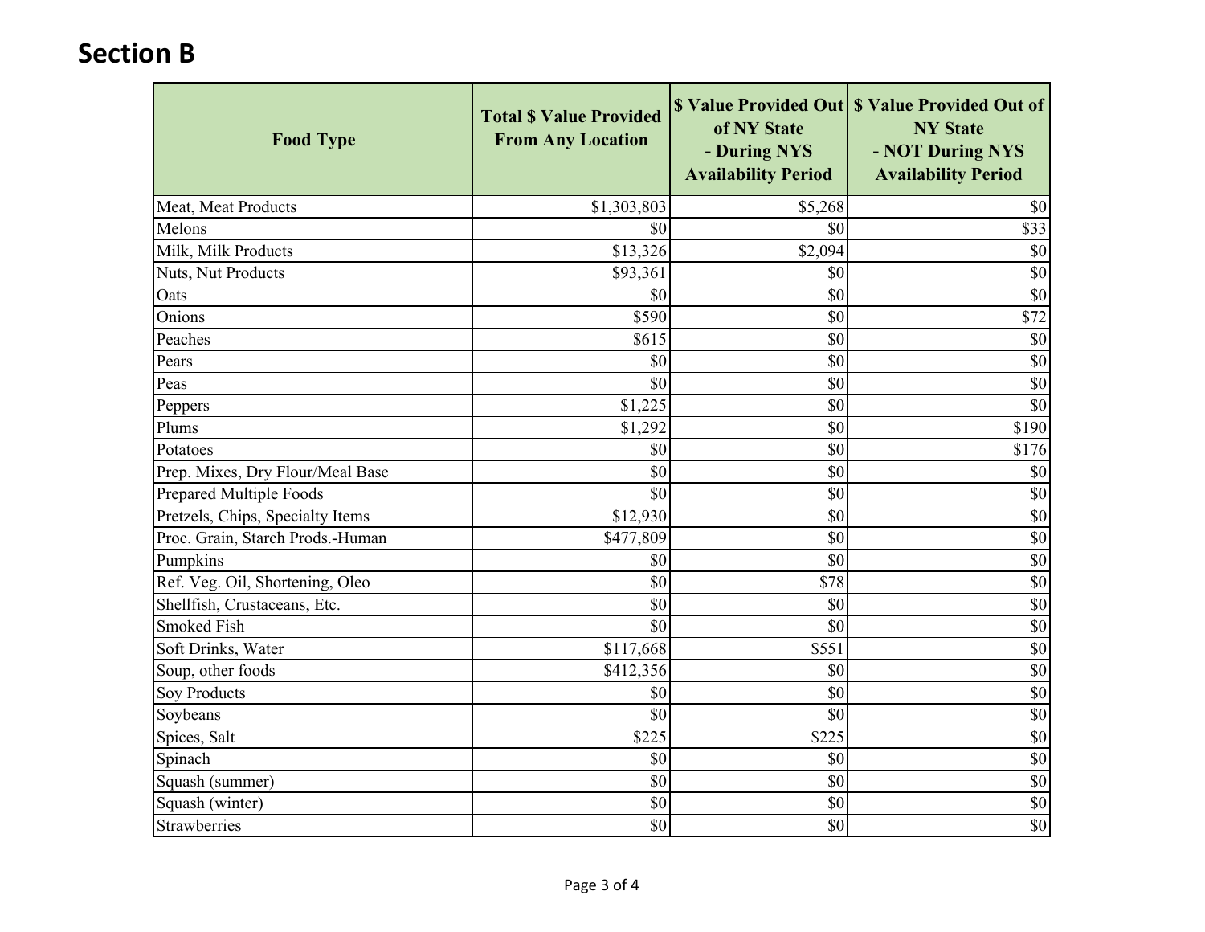## Section B

| Food Type | Total $ Value Provided From Any Location | $ Value Provided Out of NY State - During NYS Availability Period | $ Value Provided Out of NY State - NOT During NYS Availability Period |
|---|---|---|---|
| Meat, Meat Products | $1,303,803 | $5,268 | $0 |
| Melons | $0 | $0 | $33 |
| Milk, Milk Products | $13,326 | $2,094 | $0 |
| Nuts, Nut Products | $93,361 | $0 | $0 |
| Oats | $0 | $0 | $0 |
| Onions | $590 | $0 | $72 |
| Peaches | $615 | $0 | $0 |
| Pears | $0 | $0 | $0 |
| Peas | $0 | $0 | $0 |
| Peppers | $1,225 | $0 | $0 |
| Plums | $1,292 | $0 | $190 |
| Potatoes | $0 | $0 | $176 |
| Prep. Mixes, Dry Flour/Meal Base | $0 | $0 | $0 |
| Prepared Multiple Foods | $0 | $0 | $0 |
| Pretzels, Chips, Specialty Items | $12,930 | $0 | $0 |
| Proc. Grain, Starch Prods.-Human | $477,809 | $0 | $0 |
| Pumpkins | $0 | $0 | $0 |
| Ref. Veg. Oil, Shortening, Oleo | $0 | $78 | $0 |
| Shellfish, Crustaceans, Etc. | $0 | $0 | $0 |
| Smoked Fish | $0 | $0 | $0 |
| Soft Drinks, Water | $117,668 | $551 | $0 |
| Soup, other foods | $412,356 | $0 | $0 |
| Soy Products | $0 | $0 | $0 |
| Soybeans | $0 | $0 | $0 |
| Spices, Salt | $225 | $225 | $0 |
| Spinach | $0 | $0 | $0 |
| Squash (summer) | $0 | $0 | $0 |
| Squash (winter) | $0 | $0 | $0 |
| Strawberries | $0 | $0 | $0 |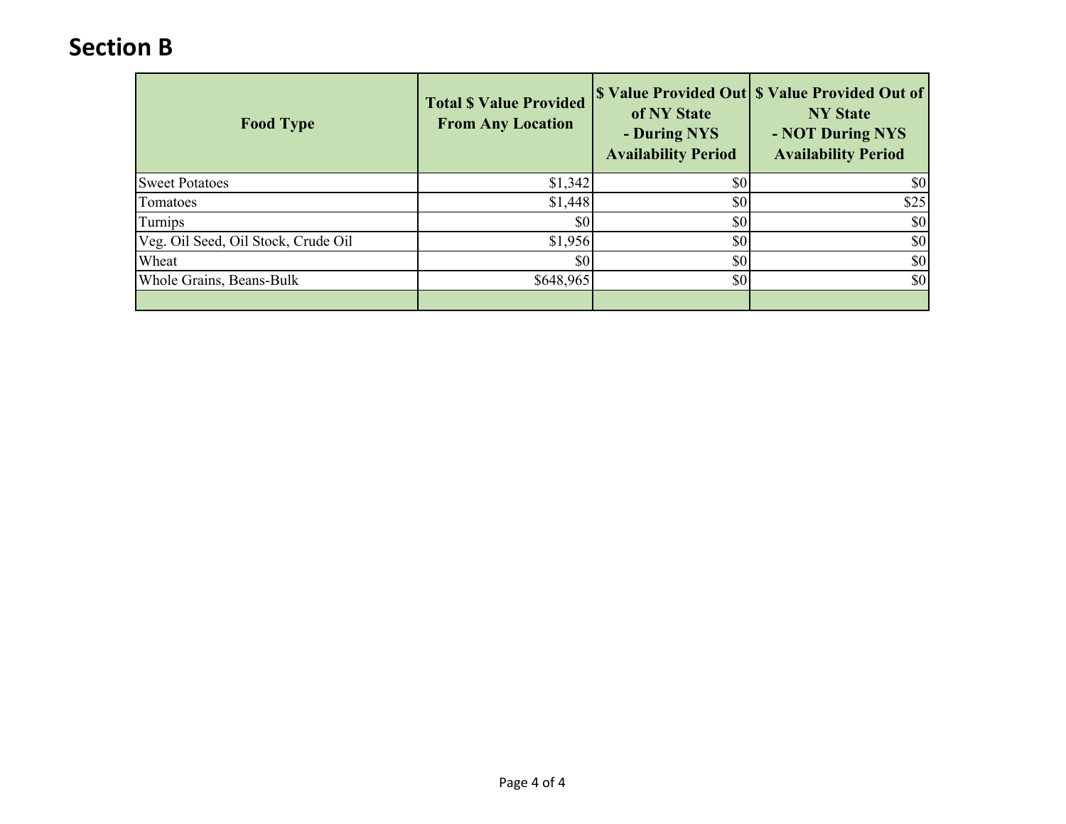## Section B

| Food Type | Total $ Value Provided From Any Location | $ Value Provided Out of NY State - During NYS Availability Period | $ Value Provided Out of NY State - NOT During NYS Availability Period |
|---|---|---|---|
| Sweet Potatoes | $1,342 | $0 | $0 |
| Tomatoes | $1,448 | $0 | $25 |
| Turnips | $0 | $0 | $0 |
| Veg. Oil Seed, Oil Stock, Crude Oil | $1,956 | $0 | $0 |
| Wheat | $0 | $0 | $0 |
| Whole Grains, Beans-Bulk | $648,965 | $0 | $0 |
| | | | |